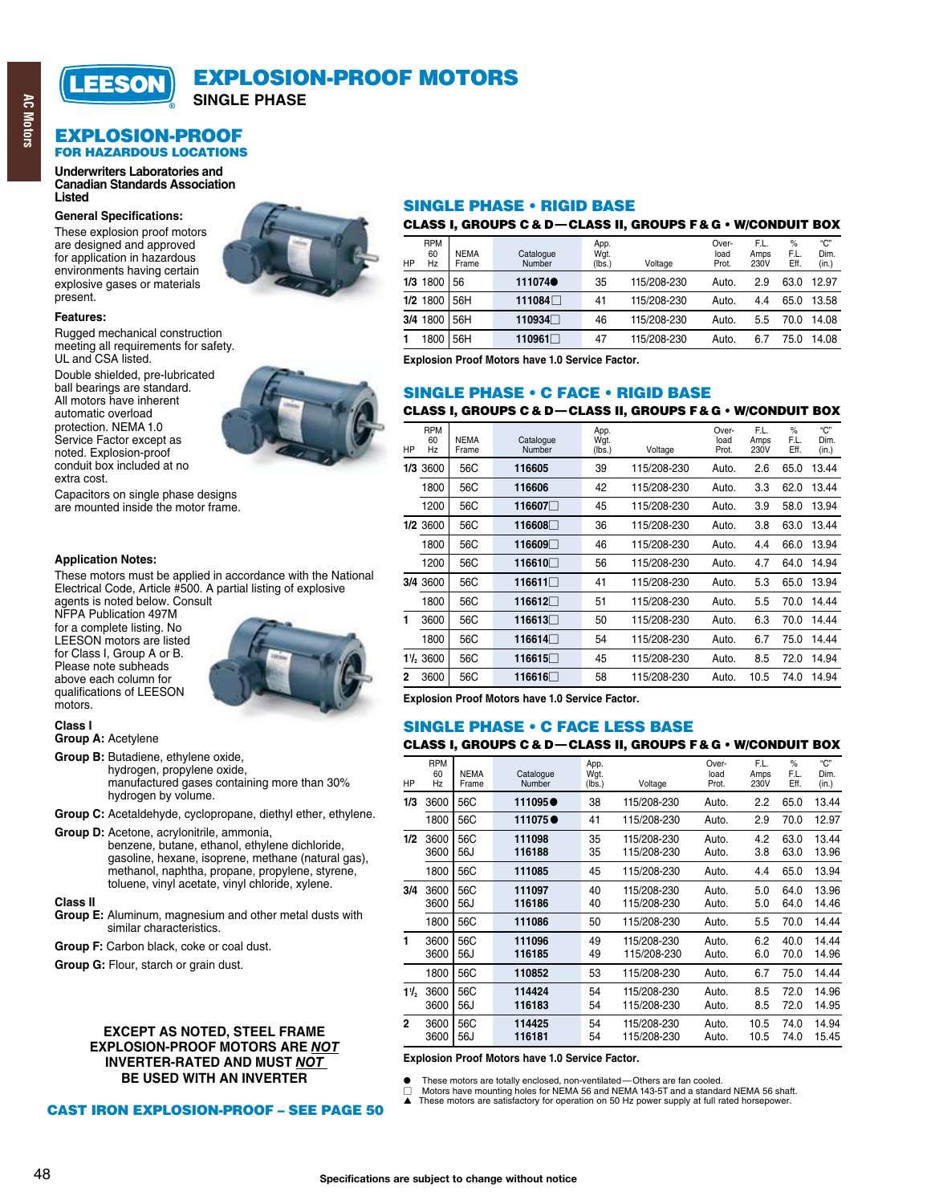# EXPLOSION-PROOF MOTORS

SINGLE PHASE

## EXPLOSION-PROOF

### FOR HAZARDOUS LOCATIONS

**Underwriters Laboratories and Canadian Standards Association Listed**

**General Specifications:**

These explosion proof motors are designed and approved for application in hazardous environments having certain explosive gases or materials present.

**Features:**

Rugged mechanical construction meeting all requirements for safety. UL and CSA listed.

Double shielded, pre-lubricated ball bearings are standard. All motors have inherent automatic overload protection. NEMA 1.0 Service Factor except as noted. Explosion-proof conduit box included at no extra cost.

Capacitors on single phase designs are mounted inside the motor frame.

**Application Notes:**

These motors must be applied in accordance with the National Electrical Code, Article #500. A partial listing of explosive agents is noted below. Consult NFPA Publication 497M for a complete listing. No LEESON motors are listed for Class I, Group A or B. Please note subheads above each column for qualifications of LEESON motors.

**Class I**

**Group A:** Acetylene

**Group B:** Butadiene, ethylene oxide, hydrogen, propylene oxide, manufactured gases containing more than 30% hydrogen by volume.

**Group C:** Acetaldehyde, cyclopropane, diethyl ether, ethylene.

**Group D:** Acetone, acrylonitrile, ammonia, benzene, butane, ethanol, ethylene dichloride, gasoline, hexane, isoprene, methane (natural gas), methanol, naphtha, propane, propylene, styrene, toluene, vinyl acetate, vinyl chloride, xylene.

**Class II**

**Group E:** Aluminum, magnesium and other metal dusts with similar characteristics.

**Group F:** Carbon black, coke or coal dust.

**Group G:** Flour, starch or grain dust.

**EXCEPT AS NOTED, STEEL FRAME EXPLOSION-PROOF MOTORS ARE _NOT_ INVERTER-RATED AND MUST _NOT_ BE USED WITH AN INVERTER**

**CAST IRON EXPLOSION-PROOF – SEE PAGE 50**

## SINGLE PHASE • RIGID BASE

### CLASS I, GROUPS C & D—CLASS II, GROUPS F & G • W/CONDUIT BOX

| HP | RPM 60 Hz | NEMA Frame | Catalogue Number | App. Wgt. (lbs.) | Voltage | Over-load Prot. | F.L. Amps 230V | % F.L. Eff. | "C" Dim. (in.) |
|---|---|---|---|---|---|---|---|---|---|
| 1/3 | 1800 | 56 | 111074● | 35 | 115/208-230 | Auto. | 2.9 | 63.0 | 12.97 |
| 1/2 | 1800 | 56H | 111084□ | 41 | 115/208-230 | Auto. | 4.4 | 65.0 | 13.58 |
| 3/4 | 1800 | 56H | 110934□ | 46 | 115/208-230 | Auto. | 5.5 | 70.0 | 14.08 |
| 1 | 1800 | 56H | 110961□ | 47 | 115/208-230 | Auto. | 6.7 | 75.0 | 14.08 |

**Explosion Proof Motors have 1.0 Service Factor.**

## SINGLE PHASE • C FACE • RIGID BASE

### CLASS I, GROUPS C & D—CLASS II, GROUPS F & G • W/CONDUIT BOX

| HP | RPM 60 Hz | NEMA Frame | Catalogue Number | App. Wgt. (lbs.) | Voltage | Over-load Prot. | F.L. Amps 230V | % F.L. Eff. | "C" Dim. (in.) |
|---|---|---|---|---|---|---|---|---|---|
| 1/3 | 3600 | 56C | 116605 | 39 | 115/208-230 | Auto. | 2.6 | 65.0 | 13.44 |
| | 1800 | 56C | 116606 | 42 | 115/208-230 | Auto. | 3.3 | 62.0 | 13.44 |
| | 1200 | 56C | 116607□ | 45 | 115/208-230 | Auto. | 3.9 | 58.0 | 13.94 |
| 1/2 | 3600 | 56C | 116608□ | 36 | 115/208-230 | Auto. | 3.8 | 63.0 | 13.44 |
| | 1800 | 56C | 116609□ | 46 | 115/208-230 | Auto. | 4.4 | 66.0 | 13.94 |
| | 1200 | 56C | 116610□ | 56 | 115/208-230 | Auto. | 4.7 | 64.0 | 14.94 |
| 3/4 | 3600 | 56C | 116611□ | 41 | 115/208-230 | Auto. | 5.3 | 65.0 | 13.94 |
| | 1800 | 56C | 116612□ | 51 | 115/208-230 | Auto. | 5.5 | 70.0 | 14.44 |
| 1 | 3600 | 56C | 116613□ | 50 | 115/208-230 | Auto. | 6.3 | 70.0 | 14.44 |
| | 1800 | 56C | 116614□ | 54 | 115/208-230 | Auto. | 6.7 | 75.0 | 14.44 |
| 1½ | 3600 | 56C | 116615□ | 45 | 115/208-230 | Auto. | 8.5 | 72.0 | 14.94 |
| 2 | 3600 | 56C | 116616□ | 58 | 115/208-230 | Auto. | 10.5 | 74.0 | 14.94 |

**Explosion Proof Motors have 1.0 Service Factor.**

## SINGLE PHASE • C FACE LESS BASE

### CLASS I, GROUPS C & D—CLASS II, GROUPS F & G • W/CONDUIT BOX

| HP | RPM 60 Hz | NEMA Frame | Catalogue Number | App. Wgt. (lbs.) | Voltage | Over-load Prot. | F.L. Amps 230V | % F.L. Eff. | "C" Dim. (in.) |
|---|---|---|---|---|---|---|---|---|---|
| 1/3 | 3600 | 56C | 111095● | 38 | 115/208-230 | Auto. | 2.2 | 65.0 | 13.44 |
| | 1800 | 56C | 111075● | 41 | 115/208-230 | Auto. | 2.9 | 70.0 | 12.97 |
| 1/2 | 3600 | 56C | 111098 | 35 | 115/208-230 | Auto. | 4.2 | 63.0 | 13.44 |
| | 3600 | 56J | 116188 | 35 | 115/208-230 | Auto. | 3.8 | 63.0 | 13.96 |
| | 1800 | 56C | 111085 | 45 | 115/208-230 | Auto. | 4.4 | 65.0 | 13.94 |
| 3/4 | 3600 | 56C | 111097 | 40 | 115/208-230 | Auto. | 5.0 | 64.0 | 13.96 |
| | 3600 | 56J | 116186 | 40 | 115/208-230 | Auto. | 5.0 | 64.0 | 14.46 |
| | 1800 | 56C | 111086 | 50 | 115/208-230 | Auto. | 5.5 | 70.0 | 14.44 |
| 1 | 3600 | 56C | 111096 | 49 | 115/208-230 | Auto. | 6.2 | 40.0 | 14.44 |
| | 3600 | 56J | 116185 | 49 | 115/208-230 | Auto. | 6.0 | 70.0 | 14.96 |
| | 1800 | 56C | 110852 | 53 | 115/208-230 | Auto. | 6.7 | 75.0 | 14.44 |
| 1½ | 3600 | 56C | 114424 | 54 | 115/208-230 | Auto. | 8.5 | 72.0 | 14.96 |
| | 3600 | 56J | 116183 | 54 | 115/208-230 | Auto. | 8.5 | 72.0 | 14.95 |
| 2 | 3600 | 56C | 114425 | 54 | 115/208-230 | Auto. | 10.5 | 74.0 | 14.94 |
| | 3600 | 56J | 116181 | 54 | 115/208-230 | Auto. | 10.5 | 74.0 | 15.45 |

**Explosion Proof Motors have 1.0 Service Factor.**

- ● These motors are totally enclosed, non-ventilated—Others are fan cooled.
- □ Motors have mounting holes for NEMA 56 and NEMA 143-5T and a standard NEMA 56 shaft.
- ▲ These motors are satisfactory for operation on 50 Hz power supply at full rated horsepower.

Specifications are subject to change without notice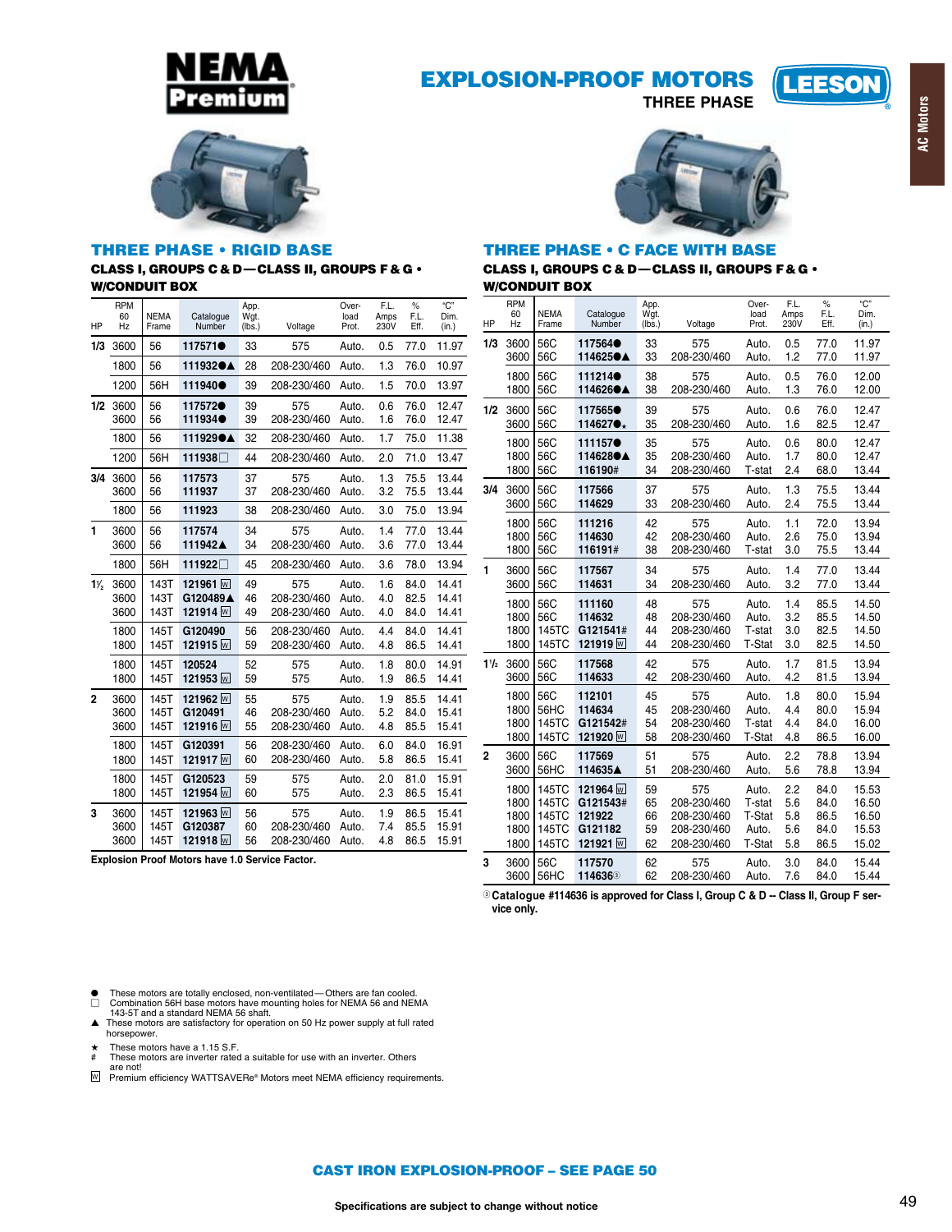NEMA Premium

# EXPLOSION-PROOF MOTORS

THREE PHASE

LEESON

AC Motors

## THREE PHASE • RIGID BASE

**CLASS I, GROUPS C & D—CLASS II, GROUPS F & G • W/CONDUIT BOX**

| HP | RPM 60 Hz | NEMA Frame | Catalogue Number | App. Wgt. (lbs.) | Voltage | Over-load Prot. | F.L. Amps 230V | % F.L. Eff. | "C" Dim. (in.) |
|---|---|---|---|---|---|---|---|---|---|
| 1/3 | 3600 | 56 | 117571● | 33 | 575 | Auto. | 0.5 | 77.0 | 11.97 |
| | 1800 | 56 | 111932●▲ | 28 | 208-230/460 | Auto. | 1.3 | 76.0 | 10.97 |
| | 1200 | 56H | 111940● | 39 | 208-230/460 | Auto. | 1.5 | 70.0 | 13.97 |
| 1/2 | 3600 | 56 | 117572● | 39 | 575 | Auto. | 0.6 | 76.0 | 12.47 |
| | 3600 | 56 | 111934● | 39 | 208-230/460 | Auto. | 1.6 | 76.0 | 12.47 |
| | 1800 | 56 | 111929●▲ | 32 | 208-230/460 | Auto. | 1.7 | 75.0 | 11.38 |
| | 1200 | 56H | 111938□ | 44 | 208-230/460 | Auto. | 2.0 | 71.0 | 13.47 |
| 3/4 | 3600 | 56 | 117573 | 37 | 575 | Auto. | 1.3 | 75.5 | 13.44 |
| | 3600 | 56 | 111937 | 37 | 208-230/460 | Auto. | 3.2 | 75.5 | 13.44 |
| | 1800 | 56 | 111923 | 38 | 208-230/460 | Auto. | 3.0 | 75.0 | 13.94 |
| 1 | 3600 | 56 | 117574 | 34 | 575 | Auto. | 1.4 | 77.0 | 13.44 |
| | 3600 | 56 | 111942▲ | 34 | 208-230/460 | Auto. | 3.6 | 77.0 | 13.44 |
| | 1800 | 56H | 111922□ | 45 | 208-230/460 | Auto. | 3.6 | 78.0 | 13.94 |
| 1½ | 3600 | 143T | 121961 W | 49 | 575 | Auto. | 1.6 | 84.0 | 14.41 |
| | 3600 | 143T | G120489▲ | 46 | 208-230/460 | Auto. | 4.0 | 82.5 | 14.41 |
| | 3600 | 143T | 121914 W | 49 | 208-230/460 | Auto. | 4.0 | 84.0 | 14.41 |
| | 1800 | 145T | G120490 | 56 | 208-230/460 | Auto. | 4.4 | 84.0 | 14.41 |
| | 1800 | 145T | 121915 W | 59 | 208-230/460 | Auto. | 4.8 | 86.5 | 14.41 |
| | 1800 | 145T | 120524 | 52 | 575 | Auto. | 1.8 | 80.0 | 14.91 |
| | 1800 | 145T | 121953 W | 59 | 575 | Auto. | 1.9 | 86.5 | 14.41 |
| 2 | 3600 | 145T | 121962 W | 55 | 575 | Auto. | 1.9 | 85.5 | 14.41 |
| | 3600 | 145T | G120491 | 46 | 208-230/460 | Auto. | 5.2 | 84.0 | 15.41 |
| | 3600 | 145T | 121916 W | 55 | 208-230/460 | Auto. | 4.8 | 85.5 | 15.41 |
| | 1800 | 145T | G120391 | 56 | 208-230/460 | Auto. | 6.0 | 84.0 | 16.91 |
| | 1800 | 145T | 121917 W | 60 | 208-230/460 | Auto. | 5.8 | 86.5 | 15.41 |
| | 1800 | 145T | G120523 | 59 | 575 | Auto. | 2.0 | 81.0 | 15.91 |
| | 1800 | 145T | 121954 W | 60 | 575 | Auto. | 2.3 | 86.5 | 15.41 |
| 3 | 3600 | 145T | 121963 W | 56 | 575 | Auto. | 1.9 | 86.5 | 15.41 |
| | 3600 | 145T | G120387 | 60 | 208-230/460 | Auto. | 7.4 | 85.5 | 15.91 |
| | 3600 | 145T | 121918 W | 56 | 208-230/460 | Auto. | 4.8 | 86.5 | 15.91 |

**Explosion Proof Motors have 1.0 Service Factor.**

## THREE PHASE • C FACE WITH BASE

**CLASS I, GROUPS C & D—CLASS II, GROUPS F & G • W/CONDUIT BOX**

| HP | RPM 60 Hz | NEMA Frame | Catalogue Number | App. Wgt. (lbs.) | Voltage | Over-load Prot. | F.L. Amps 230V | % F.L. Eff. | "C" Dim. (in.) |
|---|---|---|---|---|---|---|---|---|---|
| 1/3 | 3600 | 56C | 117564● | 33 | 575 | Auto. | 0.5 | 77.0 | 11.97 |
| | 3600 | 56C | 114625●▲ | 33 | 208-230/460 | Auto. | 1.2 | 77.0 | 11.97 |
| | 1800 | 56C | 111214● | 38 | 575 | Auto. | 0.5 | 76.0 | 12.00 |
| | 1800 | 56C | 114626●▲ | 38 | 208-230/460 | Auto. | 1.3 | 76.0 | 12.00 |
| 1/2 | 3600 | 56C | 117565● | 39 | 575 | Auto. | 0.6 | 76.0 | 12.47 |
| | 3600 | 56C | 114627●★ | 35 | 208-230/460 | Auto. | 1.6 | 82.5 | 12.47 |
| | 1800 | 56C | 111157● | 35 | 575 | Auto. | 0.6 | 80.0 | 12.47 |
| | 1800 | 56C | 114628●▲ | 35 | 208-230/460 | Auto. | 1.7 | 80.0 | 12.47 |
| | 1800 | 56C | 116190# | 34 | 208-230/460 | T-stat | 2.4 | 68.0 | 13.44 |
| 3/4 | 3600 | 56C | 117566 | 37 | 575 | Auto. | 1.3 | 75.5 | 13.44 |
| | 3600 | 56C | 114629 | 33 | 208-230/460 | Auto. | 2.4 | 75.5 | 13.44 |
| | 1800 | 56C | 111216 | 42 | 575 | Auto. | 1.1 | 72.0 | 13.94 |
| | 1800 | 56C | 114630 | 42 | 208-230/460 | Auto. | 2.6 | 75.0 | 13.94 |
| | 1800 | 56C | 116191# | 38 | 208-230/460 | T-stat | 3.0 | 75.5 | 13.44 |
| 1 | 3600 | 56C | 117567 | 34 | 575 | Auto. | 1.4 | 77.0 | 13.44 |
| | 3600 | 56C | 114631 | 34 | 208-230/460 | Auto. | 3.2 | 77.0 | 13.44 |
| | 1800 | 56C | 111160 | 48 | 575 | Auto. | 1.4 | 85.5 | 14.50 |
| | 1800 | 56C | 114632 | 48 | 208-230/460 | Auto. | 3.2 | 85.5 | 14.50 |
| | 1800 | 145TC | G121541# | 44 | 208-230/460 | T-stat | 3.0 | 82.5 | 14.50 |
| | 1800 | 145TC | 121919 W | 44 | 208-230/460 | T-Stat | 3.0 | 82.5 | 14.50 |
| 1½ | 3600 | 56C | 117568 | 42 | 575 | Auto. | 1.7 | 81.5 | 13.94 |
| | 3600 | 56C | 114633 | 42 | 208-230/460 | Auto. | 4.2 | 81.5 | 13.94 |
| | 1800 | 56C | 112101 | 45 | 575 | Auto. | 1.8 | 80.0 | 15.94 |
| | 1800 | 56HC | 114634 | 45 | 208-230/460 | Auto. | 4.4 | 80.0 | 15.94 |
| | 1800 | 145TC | G121542# | 54 | 208-230/460 | T-stat | 4.4 | 84.0 | 16.00 |
| | 1800 | 145TC | 121920 W | 58 | 208-230/460 | T-Stat | 4.8 | 86.5 | 16.00 |
| 2 | 3600 | 56C | 117569 | 51 | 575 | Auto. | 2.2 | 78.8 | 13.94 |
| | 3600 | 56HC | 114635▲ | 51 | 208-230/460 | Auto. | 5.6 | 78.8 | 13.94 |
| | 1800 | 145TC | 121964 W | 59 | 575 | Auto. | 2.2 | 84.0 | 15.53 |
| | 1800 | 145TC | G121543# | 65 | 208-230/460 | T-stat | 5.6 | 84.0 | 16.50 |
| | 1800 | 145TC | 121922 | 66 | 208-230/460 | T-Stat | 5.8 | 86.5 | 16.50 |
| | 1800 | 145TC | G121182 | 59 | 208-230/460 | Auto. | 5.6 | 84.0 | 15.53 |
| | 1800 | 145TC | 121921 W | 62 | 208-230/460 | T-Stat | 5.8 | 86.5 | 15.02 |
| 3 | 3600 | 56C | 117570 | 62 | 575 | Auto. | 3.0 | 84.0 | 15.44 |
| | 3600 | 56HC | 114636③ | 62 | 208-230/460 | Auto. | 7.6 | 84.0 | 15.44 |

③ **Catalogue #114636 is approved for Class I, Group C & D -- Class II, Group F service only.**

- ● These motors are totally enclosed, non-ventilated—Others are fan cooled.
- □ Combination 56H base motors have mounting holes for NEMA 56 and NEMA 143-5T and a standard NEMA 56 shaft.
- ▲ These motors are satisfactory for operation on 50 Hz power supply at full rated horsepower.
- ★ These motors have a 1.15 S.F.
- \# These motors are inverter rated a suitable for use with an inverter. Others are not!
- W Premium efficiency WATTSAVER® Motors meet NEMA efficiency requirements.

**CAST IRON EXPLOSION-PROOF – SEE PAGE 50**

**Specifications are subject to change without notice**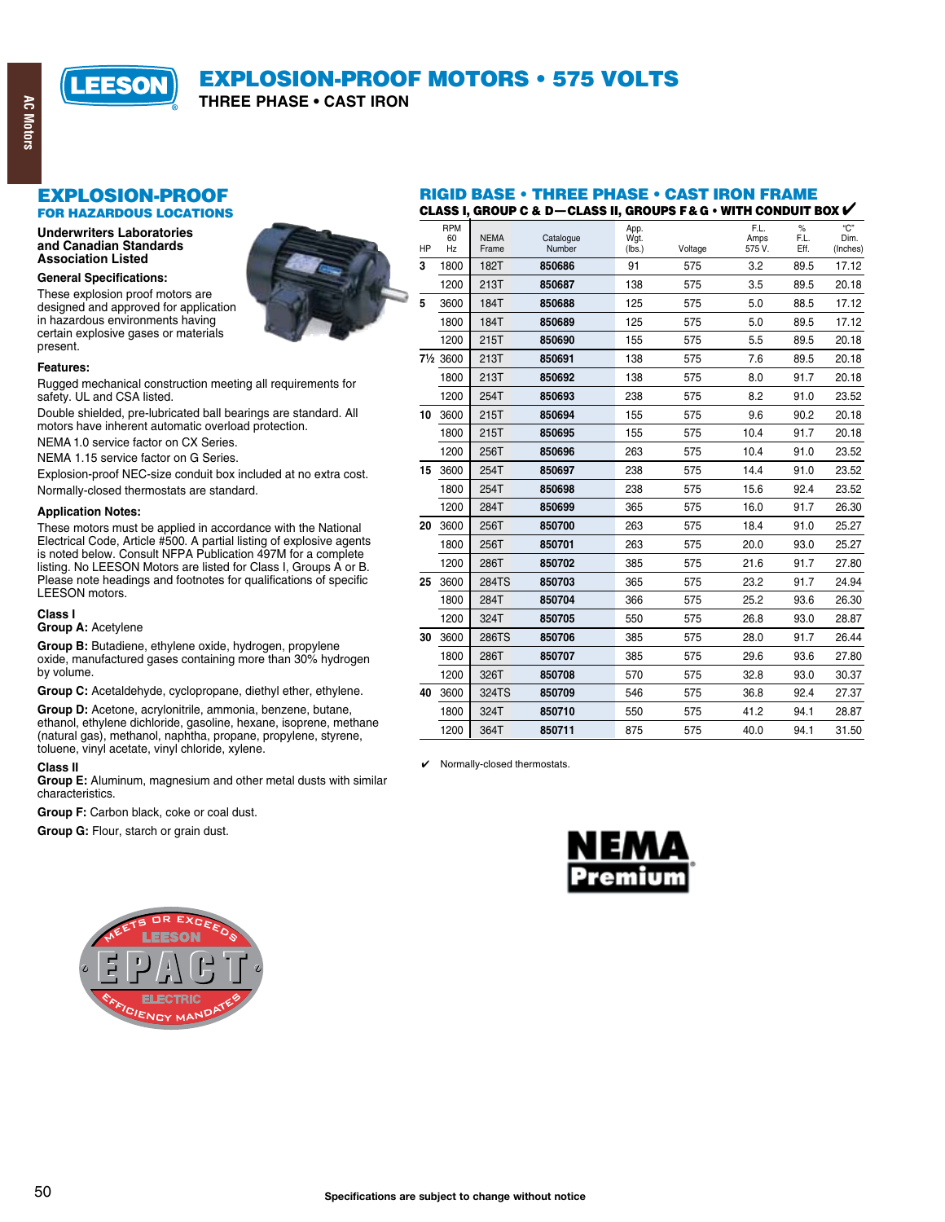# EXPLOSION-PROOF MOTORS • 575 VOLTS

THREE PHASE • CAST IRON

## EXPLOSION-PROOF

### FOR HAZARDOUS LOCATIONS

**Underwriters Laboratories and Canadian Standards Association Listed**

**General Specifications:**

These explosion proof motors are designed and approved for application in hazardous environments having certain explosive gases or materials present.

**Features:**

Rugged mechanical construction meeting all requirements for safety. UL and CSA listed.

Double shielded, pre-lubricated ball bearings are standard. All motors have inherent automatic overload protection.

NEMA 1.0 service factor on CX Series.

NEMA 1.15 service factor on G Series.

Explosion-proof NEC-size conduit box included at no extra cost.

Normally-closed thermostats are standard.

**Application Notes:**

These motors must be applied in accordance with the National Electrical Code, Article #500. A partial listing of explosive agents is noted below. Consult NFPA Publication 497M for a complete listing. No LEESON Motors are listed for Class I, Groups A or B. Please note headings and footnotes for qualifications of specific LEESON motors.

**Class I**
**Group A:** Acetylene

**Group B:** Butadiene, ethylene oxide, hydrogen, propylene oxide, manufactured gases containing more than 30% hydrogen by volume.

**Group C:** Acetaldehyde, cyclopropane, diethyl ether, ethylene.

**Group D:** Acetone, acrylonitrile, ammonia, benzene, butane, ethanol, ethylene dichloride, gasoline, hexane, isoprene, methane (natural gas), methanol, naphtha, propane, propylene, styrene, toluene, vinyl acetate, vinyl chloride, xylene.

**Class II**
**Group E:** Aluminum, magnesium and other metal dusts with similar characteristics.

**Group F:** Carbon black, coke or coal dust.

**Group G:** Flour, starch or grain dust.

## RIGID BASE • THREE PHASE • CAST IRON FRAME

**CLASS I, GROUP C & D—CLASS II, GROUPS F & G • WITH CONDUIT BOX ✔**

| HP | RPM 60 Hz | NEMA Frame | Catalogue Number | App. Wgt. (lbs.) | Voltage | F.L. Amps 575 V. | % F.L. Eff. | "C" Dim. (Inches) |
|---|---|---|---|---|---|---|---|---|
| 3 | 1800 | 182T | 850686 | 91 | 575 | 3.2 | 89.5 | 17.12 |
| | 1200 | 213T | 850687 | 138 | 575 | 3.5 | 89.5 | 20.18 |
| 5 | 3600 | 184T | 850688 | 125 | 575 | 5.0 | 88.5 | 17.12 |
| | 1800 | 184T | 850689 | 125 | 575 | 5.0 | 89.5 | 17.12 |
| | 1200 | 215T | 850690 | 155 | 575 | 5.5 | 89.5 | 20.18 |
| 7½ | 3600 | 213T | 850691 | 138 | 575 | 7.6 | 89.5 | 20.18 |
| | 1800 | 213T | 850692 | 138 | 575 | 8.0 | 91.7 | 20.18 |
| | 1200 | 254T | 850693 | 238 | 575 | 8.2 | 91.0 | 23.52 |
| 10 | 3600 | 215T | 850694 | 155 | 575 | 9.6 | 90.2 | 20.18 |
| | 1800 | 215T | 850695 | 155 | 575 | 10.4 | 91.7 | 20.18 |
| | 1200 | 256T | 850696 | 263 | 575 | 10.4 | 91.0 | 23.52 |
| 15 | 3600 | 254T | 850697 | 238 | 575 | 14.4 | 91.0 | 23.52 |
| | 1800 | 254T | 850698 | 238 | 575 | 15.6 | 92.4 | 23.52 |
| | 1200 | 284T | 850699 | 365 | 575 | 16.0 | 91.7 | 26.30 |
| 20 | 3600 | 256T | 850700 | 263 | 575 | 18.4 | 91.0 | 25.27 |
| | 1800 | 256T | 850701 | 263 | 575 | 20.0 | 93.0 | 25.27 |
| | 1200 | 286T | 850702 | 385 | 575 | 21.6 | 91.7 | 27.80 |
| 25 | 3600 | 284TS | 850703 | 365 | 575 | 23.2 | 91.7 | 24.94 |
| | 1800 | 284T | 850704 | 366 | 575 | 25.2 | 93.6 | 26.30 |
| | 1200 | 324T | 850705 | 550 | 575 | 26.8 | 93.0 | 28.87 |
| 30 | 3600 | 286TS | 850706 | 385 | 575 | 28.0 | 91.7 | 26.44 |
| | 1800 | 286T | 850707 | 385 | 575 | 29.6 | 93.6 | 27.80 |
| | 1200 | 326T | 850708 | 570 | 575 | 32.8 | 93.0 | 30.37 |
| 40 | 3600 | 324TS | 850709 | 546 | 575 | 36.8 | 92.4 | 27.37 |
| | 1800 | 324T | 850710 | 550 | 575 | 41.2 | 94.1 | 28.87 |
| | 1200 | 364T | 850711 | 875 | 575 | 40.0 | 94.1 | 31.50 |

✔ Normally-closed thermostats.

Specifications are subject to change without notice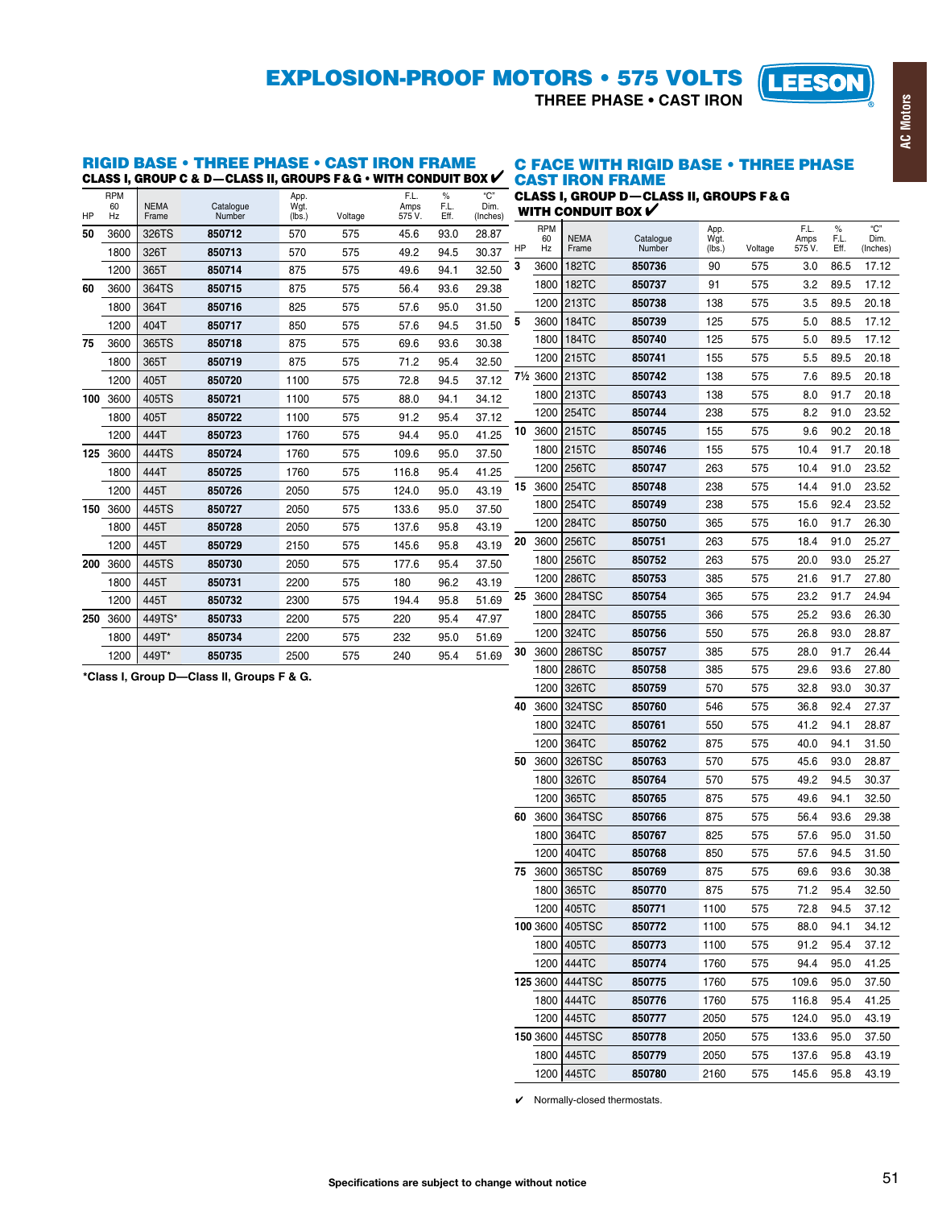# EXPLOSION-PROOF MOTORS • 575 VOLTS

**THREE PHASE • CAST IRON**

## RIGID BASE • THREE PHASE • CAST IRON FRAME

**CLASS I, GROUP C & D—CLASS II, GROUPS F & G • WITH CONDUIT BOX ✔**

| HP | RPM 60 Hz | NEMA Frame | Catalogue Number | App. Wgt. (lbs.) | Voltage | F.L. Amps 575 V. | % F.L. Eff. | "C" Dim. (Inches) |
|---|---|---|---|---|---|---|---|---|
| 50 | 3600 | 326TS | **850712** | 570 | 575 | 45.6 | 93.0 | 28.87 |
| | 1800 | 326T | **850713** | 570 | 575 | 49.2 | 94.5 | 30.37 |
| | 1200 | 365T | **850714** | 875 | 575 | 49.6 | 94.1 | 32.50 |
| 60 | 3600 | 364TS | **850715** | 875 | 575 | 56.4 | 93.6 | 29.38 |
| | 1800 | 364T | **850716** | 825 | 575 | 57.6 | 95.0 | 31.50 |
| | 1200 | 404T | **850717** | 850 | 575 | 57.6 | 94.5 | 31.50 |
| 75 | 3600 | 365TS | **850718** | 875 | 575 | 69.6 | 93.6 | 30.38 |
| | 1800 | 365T | **850719** | 875 | 575 | 71.2 | 95.4 | 32.50 |
| | 1200 | 405T | **850720** | 1100 | 575 | 72.8 | 94.5 | 37.12 |
| 100 | 3600 | 405TS | **850721** | 1100 | 575 | 88.0 | 94.1 | 34.12 |
| | 1800 | 405T | **850722** | 1100 | 575 | 91.2 | 95.4 | 37.12 |
| | 1200 | 444T | **850723** | 1760 | 575 | 94.4 | 95.0 | 41.25 |
| 125 | 3600 | 444TS | **850724** | 1760 | 575 | 109.6 | 95.0 | 37.50 |
| | 1800 | 444T | **850725** | 1760 | 575 | 116.8 | 95.4 | 41.25 |
| | 1200 | 445T | **850726** | 2050 | 575 | 124.0 | 95.0 | 43.19 |
| 150 | 3600 | 445TS | **850727** | 2050 | 575 | 133.6 | 95.0 | 37.50 |
| | 1800 | 445T | **850728** | 2050 | 575 | 137.6 | 95.8 | 43.19 |
| | 1200 | 445T | **850729** | 2150 | 575 | 145.6 | 95.8 | 43.19 |
| 200 | 3600 | 445TS | **850730** | 2050 | 575 | 177.6 | 95.4 | 37.50 |
| | 1800 | 445T | **850731** | 2200 | 575 | 180 | 96.2 | 43.19 |
| | 1200 | 445T | **850732** | 2300 | 575 | 194.4 | 95.8 | 51.69 |
| 250 | 3600 | 449TS* | **850733** | 2200 | 575 | 220 | 95.4 | 47.97 |
| | 1800 | 449T* | **850734** | 2200 | 575 | 232 | 95.0 | 51.69 |
| | 1200 | 449T* | **850735** | 2500 | 575 | 240 | 95.4 | 51.69 |

*Class I, Group D—Class II, Groups F & G.

## C FACE WITH RIGID BASE • THREE PHASE CAST IRON FRAME

**CLASS I, GROUP D—CLASS II, GROUPS F & G WITH CONDUIT BOX ✔**

| HP | RPM 60 Hz | NEMA Frame | Catalogue Number | App. Wgt. (lbs.) | Voltage | F.L. Amps 575 V. | % F.L. Eff. | "C" Dim. (Inches) |
|---|---|---|---|---|---|---|---|---|
| 3 | 3600 | 182TC | **850736** | 90 | 575 | 3.0 | 86.5 | 17.12 |
| | 1800 | 182TC | **850737** | 91 | 575 | 3.2 | 89.5 | 17.12 |
| | 1200 | 213TC | **850738** | 138 | 575 | 3.5 | 89.5 | 20.18 |
| 5 | 3600 | 184TC | **850739** | 125 | 575 | 5.0 | 88.5 | 17.12 |
| | 1800 | 184TC | **850740** | 125 | 575 | 5.0 | 89.5 | 17.12 |
| | 1200 | 215TC | **850741** | 155 | 575 | 5.5 | 89.5 | 20.18 |
| 7½ | 3600 | 213TC | **850742** | 138 | 575 | 7.6 | 89.5 | 20.18 |
| | 1800 | 213TC | **850743** | 138 | 575 | 8.0 | 91.7 | 20.18 |
| | 1200 | 254TC | **850744** | 238 | 575 | 8.2 | 91.0 | 23.52 |
| 10 | 3600 | 215TC | **850745** | 155 | 575 | 9.6 | 90.2 | 20.18 |
| | 1800 | 215TC | **850746** | 155 | 575 | 10.4 | 91.7 | 20.18 |
| | 1200 | 256TC | **850747** | 263 | 575 | 10.4 | 91.0 | 23.52 |
| 15 | 3600 | 254TC | **850748** | 238 | 575 | 14.4 | 91.0 | 23.52 |
| | 1800 | 254TC | **850749** | 238 | 575 | 15.6 | 92.4 | 23.52 |
| | 1200 | 284TC | **850750** | 365 | 575 | 16.0 | 91.7 | 26.30 |
| 20 | 3600 | 256TC | **850751** | 263 | 575 | 18.4 | 91.0 | 25.27 |
| | 1800 | 256TC | **850752** | 263 | 575 | 20.0 | 93.0 | 25.27 |
| | 1200 | 286TC | **850753** | 385 | 575 | 21.6 | 91.7 | 27.80 |
| 25 | 3600 | 284TSC | **850754** | 365 | 575 | 23.2 | 91.7 | 24.94 |
| | 1800 | 284TC | **850755** | 366 | 575 | 25.2 | 93.6 | 26.30 |
| | 1200 | 324TC | **850756** | 550 | 575 | 26.8 | 93.0 | 28.87 |
| 30 | 3600 | 286TSC | **850757** | 385 | 575 | 28.0 | 91.7 | 26.44 |
| | 1800 | 286TC | **850758** | 385 | 575 | 29.6 | 93.6 | 27.80 |
| | 1200 | 326TC | **850759** | 570 | 575 | 32.8 | 93.0 | 30.37 |
| 40 | 3600 | 324TSC | **850760** | 546 | 575 | 36.8 | 92.4 | 27.37 |
| | 1800 | 324TC | **850761** | 550 | 575 | 41.2 | 94.1 | 28.87 |
| | 1200 | 364TC | **850762** | 875 | 575 | 40.0 | 94.1 | 31.50 |
| 50 | 3600 | 326TSC | **850763** | 570 | 575 | 45.6 | 93.0 | 28.87 |
| | 1800 | 326TC | **850764** | 570 | 575 | 49.2 | 94.5 | 30.37 |
| | 1200 | 365TC | **850765** | 875 | 575 | 49.6 | 94.1 | 32.50 |
| 60 | 3600 | 364TSC | **850766** | 875 | 575 | 56.4 | 93.6 | 29.38 |
| | 1800 | 364TC | **850767** | 825 | 575 | 57.6 | 95.0 | 31.50 |
| | 1200 | 404TC | **850768** | 850 | 575 | 57.6 | 94.5 | 31.50 |
| 75 | 3600 | 365TSC | **850769** | 875 | 575 | 69.6 | 93.6 | 30.38 |
| | 1800 | 365TC | **850770** | 875 | 575 | 71.2 | 95.4 | 32.50 |
| | 1200 | 405TC | **850771** | 1100 | 575 | 72.8 | 94.5 | 37.12 |
| 100 | 3600 | 405TSC | **850772** | 1100 | 575 | 88.0 | 94.1 | 34.12 |
| | 1800 | 405TC | **850773** | 1100 | 575 | 91.2 | 95.4 | 37.12 |
| | 1200 | 444TC | **850774** | 1760 | 575 | 94.4 | 95.0 | 41.25 |
| 125 | 3600 | 444TSC | **850775** | 1760 | 575 | 109.6 | 95.0 | 37.50 |
| | 1800 | 444TC | **850776** | 1760 | 575 | 116.8 | 95.4 | 41.25 |
| | 1200 | 445TC | **850777** | 2050 | 575 | 124.0 | 95.0 | 43.19 |
| 150 | 3600 | 445TSC | **850778** | 2050 | 575 | 133.6 | 95.0 | 37.50 |
| | 1800 | 445TC | **850779** | 2050 | 575 | 137.6 | 95.8 | 43.19 |
| | 1200 | 445TC | **850780** | 2160 | 575 | 145.6 | 95.8 | 43.19 |

✔ Normally-closed thermostats.

Specifications are subject to change without notice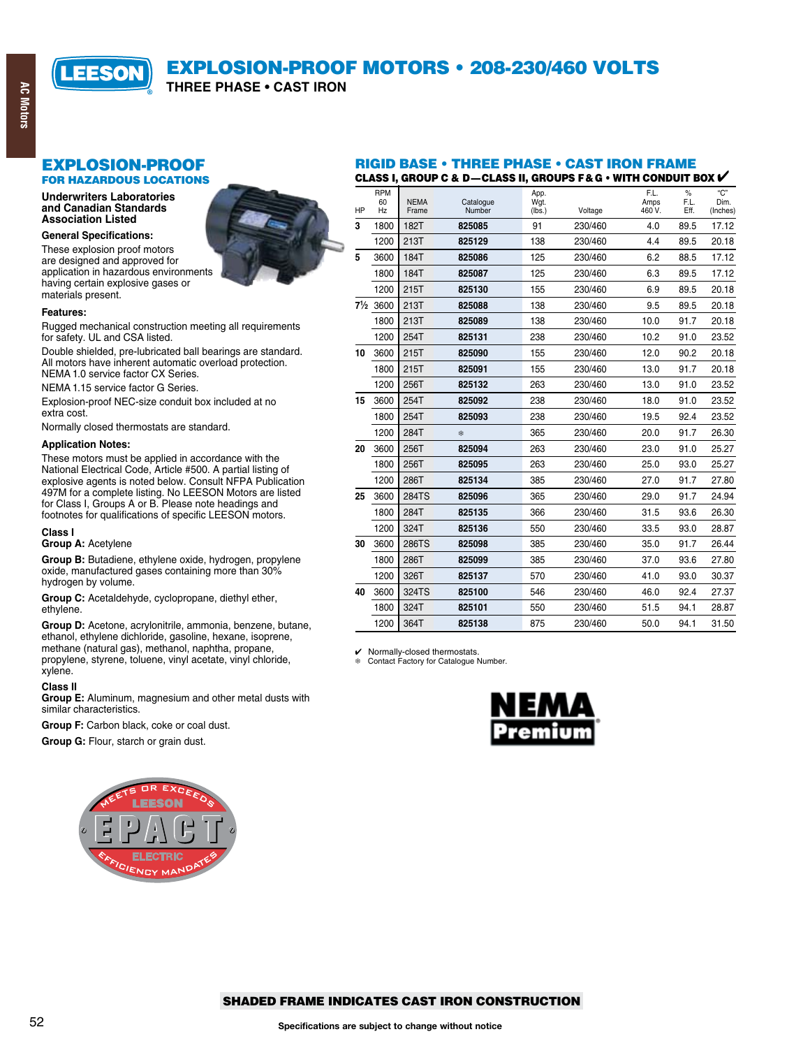# EXPLOSION-PROOF MOTORS • 208-230/460 VOLTS

THREE PHASE • CAST IRON

## EXPLOSION-PROOF

### FOR HAZARDOUS LOCATIONS

**Underwriters Laboratories and Canadian Standards Association Listed**

**General Specifications:**

These explosion proof motors are designed and approved for application in hazardous environments having certain explosive gases or materials present.

**Features:**

Rugged mechanical construction meeting all requirements for safety. UL and CSA listed.

Double shielded, pre-lubricated ball bearings are standard. All motors have inherent automatic overload protection. NEMA 1.0 service factor CX Series.

NEMA 1.15 service factor G Series.

Explosion-proof NEC-size conduit box included at no extra cost.

Normally closed thermostats are standard.

**Application Notes:**

These motors must be applied in accordance with the National Electrical Code, Article #500. A partial listing of explosive agents is noted below. Consult NFPA Publication 497M for a complete listing. No LEESON Motors are listed for Class I, Groups A or B. Please note headings and footnotes for qualifications of specific LEESON motors.

**Class I**

**Group A:** Acetylene

**Group B:** Butadiene, ethylene oxide, hydrogen, propylene oxide, manufactured gases containing more than 30% hydrogen by volume.

**Group C:** Acetaldehyde, cyclopropane, diethyl ether, ethylene.

**Group D:** Acetone, acrylonitrile, ammonia, benzene, butane, ethanol, ethylene dichloride, gasoline, hexane, isoprene, methane (natural gas), methanol, naphtha, propane, propylene, styrene, toluene, vinyl acetate, vinyl chloride, xylene.

**Class II**

**Group E:** Aluminum, magnesium and other metal dusts with similar characteristics.

**Group F:** Carbon black, coke or coal dust.

**Group G:** Flour, starch or grain dust.

## RIGID BASE • THREE PHASE • CAST IRON FRAME

**CLASS I, GROUP C & D—CLASS II, GROUPS F & G • WITH CONDUIT BOX ✔**

| HP | RPM 60 Hz | NEMA Frame | Catalogue Number | App. Wgt. (lbs.) | Voltage | F.L. Amps 460 V. | % F.L. Eff. | "C" Dim. (Inches) |
|---|---|---|---|---|---|---|---|---|
| 3 | 1800 | 182T | **825085** | 91 | 230/460 | 4.0 | 89.5 | 17.12 |
| | 1200 | 213T | **825129** | 138 | 230/460 | 4.4 | 89.5 | 20.18 |
| 5 | 3600 | 184T | **825086** | 125 | 230/460 | 6.2 | 88.5 | 17.12 |
| | 1800 | 184T | **825087** | 125 | 230/460 | 6.3 | 89.5 | 17.12 |
| | 1200 | 215T | **825130** | 155 | 230/460 | 6.9 | 89.5 | 20.18 |
| 7½ | 3600 | 213T | **825088** | 138 | 230/460 | 9.5 | 89.5 | 20.18 |
| | 1800 | 213T | **825089** | 138 | 230/460 | 10.0 | 91.7 | 20.18 |
| | 1200 | 254T | **825131** | 238 | 230/460 | 10.2 | 91.0 | 23.52 |
| 10 | 3600 | 215T | **825090** | 155 | 230/460 | 12.0 | 90.2 | 20.18 |
| | 1800 | 215T | **825091** | 155 | 230/460 | 13.0 | 91.7 | 20.18 |
| | 1200 | 256T | **825132** | 263 | 230/460 | 13.0 | 91.0 | 23.52 |
| 15 | 3600 | 254T | **825092** | 238 | 230/460 | 18.0 | 91.0 | 23.52 |
| | 1800 | 254T | **825093** | 238 | 230/460 | 19.5 | 92.4 | 23.52 |
| | 1200 | 284T | ❄ | 365 | 230/460 | 20.0 | 91.7 | 26.30 |
| 20 | 3600 | 256T | **825094** | 263 | 230/460 | 23.0 | 91.0 | 25.27 |
| | 1800 | 256T | **825095** | 263 | 230/460 | 25.0 | 93.0 | 25.27 |
| | 1200 | 286T | **825134** | 385 | 230/460 | 27.0 | 91.7 | 27.80 |
| 25 | 3600 | 284TS | **825096** | 365 | 230/460 | 29.0 | 91.7 | 24.94 |
| | 1800 | 284T | **825135** | 366 | 230/460 | 31.5 | 93.6 | 26.30 |
| | 1200 | 324T | **825136** | 550 | 230/460 | 33.5 | 93.0 | 28.87 |
| 30 | 3600 | 286TS | **825098** | 385 | 230/460 | 35.0 | 91.7 | 26.44 |
| | 1800 | 286T | **825099** | 385 | 230/460 | 37.0 | 93.6 | 27.80 |
| | 1200 | 326T | **825137** | 570 | 230/460 | 41.0 | 93.0 | 30.37 |
| 40 | 3600 | 324TS | **825100** | 546 | 230/460 | 46.0 | 92.4 | 27.37 |
| | 1800 | 324T | **825101** | 550 | 230/460 | 51.5 | 94.1 | 28.87 |
| | 1200 | 364T | **825138** | 875 | 230/460 | 50.0 | 94.1 | 31.50 |

✔ Normally-closed thermostats.
❄ Contact Factory for Catalogue Number.

**SHADED FRAME INDICATES CAST IRON CONSTRUCTION**

Specifications are subject to change without notice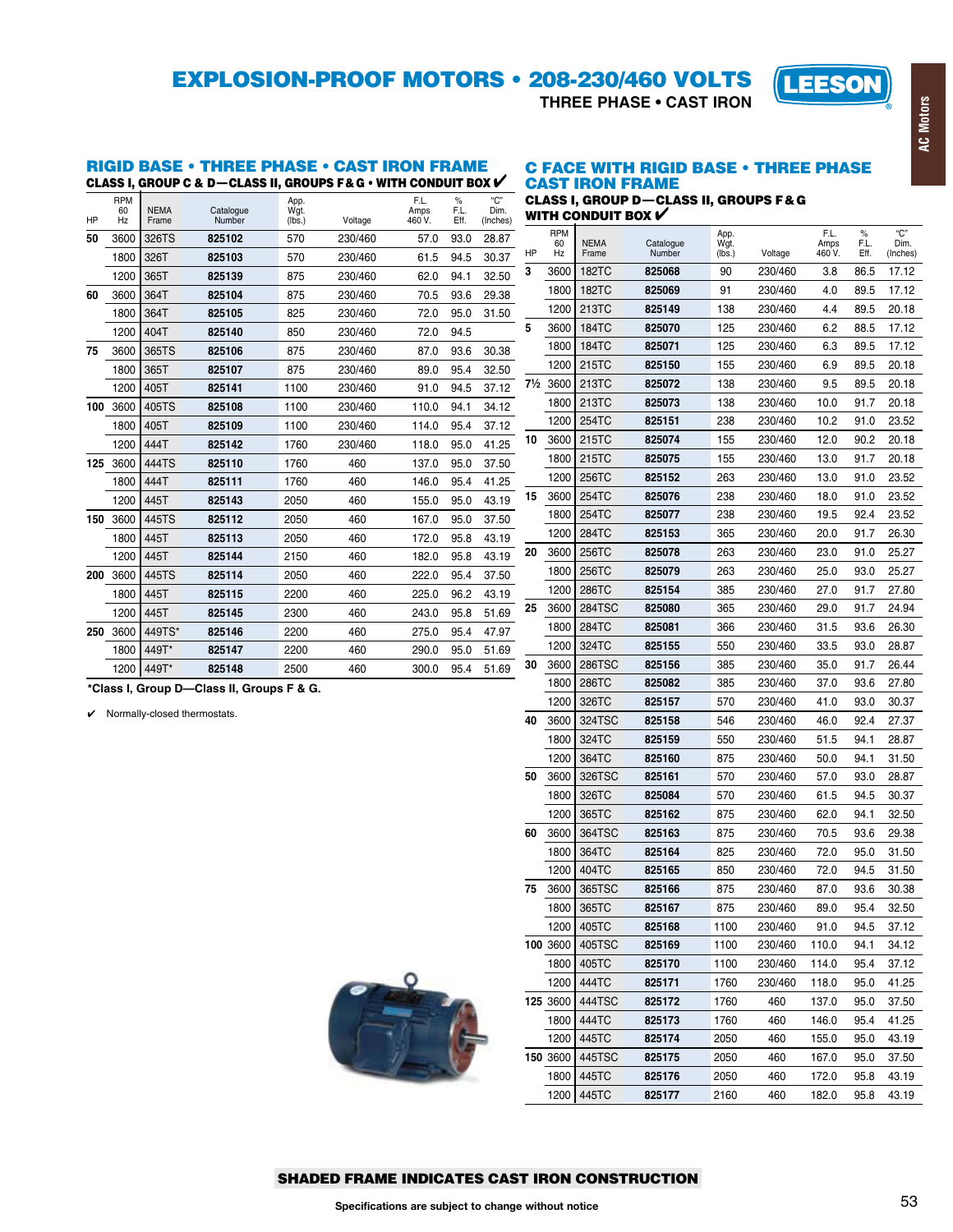# EXPLOSION-PROOF MOTORS • 208-230/460 VOLTS

THREE PHASE • CAST IRON

## RIGID BASE • THREE PHASE • CAST IRON FRAME

**CLASS I, GROUP C & D—CLASS II, GROUPS F & G • WITH CONDUIT BOX ✔**

| HP | RPM 60 Hz | NEMA Frame | Catalogue Number | App. Wgt. (lbs.) | Voltage | F.L. Amps 460 V. | % F.L. Eff. | "C" Dim. (Inches) |
|---|---|---|---|---|---|---|---|---|
| 50 | 3600 | 326TS | 825102 | 570 | 230/460 | 57.0 | 93.0 | 28.87 |
| | 1800 | 326T | 825103 | 570 | 230/460 | 61.5 | 94.5 | 30.37 |
| | 1200 | 365T | 825139 | 875 | 230/460 | 62.0 | 94.1 | 32.50 |
| 60 | 3600 | 364T | 825104 | 875 | 230/460 | 70.5 | 93.6 | 29.38 |
| | 1800 | 364T | 825105 | 825 | 230/460 | 72.0 | 95.0 | 31.50 |
| | 1200 | 404T | 825140 | 850 | 230/460 | 72.0 | 94.5 | |
| 75 | 3600 | 365TS | 825106 | 875 | 230/460 | 87.0 | 93.6 | 30.38 |
| | 1800 | 365T | 825107 | 875 | 230/460 | 89.0 | 95.4 | 32.50 |
| | 1200 | 405T | 825141 | 1100 | 230/460 | 91.0 | 94.5 | 37.12 |
| 100 | 3600 | 405TS | 825108 | 1100 | 230/460 | 110.0 | 94.1 | 34.12 |
| | 1800 | 405T | 825109 | 1100 | 230/460 | 114.0 | 95.4 | 37.12 |
| | 1200 | 444T | 825142 | 1760 | 230/460 | 118.0 | 95.0 | 41.25 |
| 125 | 3600 | 444TS | 825110 | 1760 | 460 | 137.0 | 95.0 | 37.50 |
| | 1800 | 444T | 825111 | 1760 | 460 | 146.0 | 95.4 | 41.25 |
| | 1200 | 445T | 825143 | 2050 | 460 | 155.0 | 95.0 | 43.19 |
| 150 | 3600 | 445TS | 825112 | 2050 | 460 | 167.0 | 95.0 | 37.50 |
| | 1800 | 445T | 825113 | 2050 | 460 | 172.0 | 95.8 | 43.19 |
| | 1200 | 445T | 825144 | 2150 | 460 | 182.0 | 95.8 | 43.19 |
| 200 | 3600 | 445TS | 825114 | 2050 | 460 | 222.0 | 95.4 | 37.50 |
| | 1800 | 445T | 825115 | 2200 | 460 | 225.0 | 96.2 | 43.19 |
| | 1200 | 445T | 825145 | 2300 | 460 | 243.0 | 95.8 | 51.69 |
| 250 | 3600 | 449TS* | 825146 | 2200 | 460 | 275.0 | 95.4 | 47.97 |
| | 1800 | 449T* | 825147 | 2200 | 460 | 290.0 | 95.0 | 51.69 |
| | 1200 | 449T* | 825148 | 2500 | 460 | 300.0 | 95.4 | 51.69 |

***Class I, Group D—Class II, Groups F & G.**

✔ Normally-closed thermostats.

## C FACE WITH RIGID BASE • THREE PHASE CAST IRON FRAME

**CLASS I, GROUP D—CLASS II, GROUPS F & G WITH CONDUIT BOX ✔**

| HP | RPM 60 Hz | NEMA Frame | Catalogue Number | App. Wgt. (lbs.) | Voltage | F.L. Amps 460 V. | % F.L. Eff. | "C" Dim. (Inches) |
|---|---|---|---|---|---|---|---|---|
| 3 | 3600 | 182TC | 825068 | 90 | 230/460 | 3.8 | 86.5 | 17.12 |
| | 1800 | 182TC | 825069 | 91 | 230/460 | 4.0 | 89.5 | 17.12 |
| | 1200 | 213TC | 825149 | 138 | 230/460 | 4.4 | 89.5 | 20.18 |
| 5 | 3600 | 184TC | 825070 | 125 | 230/460 | 6.2 | 88.5 | 17.12 |
| | 1800 | 184TC | 825071 | 125 | 230/460 | 6.3 | 89.5 | 17.12 |
| | 1200 | 215TC | 825150 | 155 | 230/460 | 6.9 | 89.5 | 20.18 |
| 7½ | 3600 | 213TC | 825072 | 138 | 230/460 | 9.5 | 89.5 | 20.18 |
| | 1800 | 213TC | 825073 | 138 | 230/460 | 10.0 | 91.7 | 20.18 |
| | 1200 | 254TC | 825151 | 238 | 230/460 | 10.2 | 91.0 | 23.52 |
| 10 | 3600 | 215TC | 825074 | 155 | 230/460 | 12.0 | 90.2 | 20.18 |
| | 1800 | 215TC | 825075 | 155 | 230/460 | 13.0 | 91.7 | 20.18 |
| | 1200 | 256TC | 825152 | 263 | 230/460 | 13.0 | 91.0 | 23.52 |
| 15 | 3600 | 254TC | 825076 | 238 | 230/460 | 18.0 | 91.0 | 23.52 |
| | 1800 | 254TC | 825077 | 238 | 230/460 | 19.5 | 92.4 | 23.52 |
| | 1200 | 284TC | 825153 | 365 | 230/460 | 20.0 | 91.7 | 26.30 |
| 20 | 3600 | 256TC | 825078 | 263 | 230/460 | 23.0 | 91.0 | 25.27 |
| | 1800 | 256TC | 825079 | 263 | 230/460 | 25.0 | 93.0 | 25.27 |
| | 1200 | 286TC | 825154 | 385 | 230/460 | 27.0 | 91.7 | 27.80 |
| 25 | 3600 | 284TSC | 825080 | 365 | 230/460 | 29.0 | 91.7 | 24.94 |
| | 1800 | 284TC | 825081 | 366 | 230/460 | 31.5 | 93.6 | 26.30 |
| | 1200 | 324TC | 825155 | 550 | 230/460 | 33.5 | 93.0 | 28.87 |
| 30 | 3600 | 286TSC | 825156 | 385 | 230/460 | 35.0 | 91.7 | 26.44 |
| | 1800 | 286TC | 825082 | 385 | 230/460 | 37.0 | 93.6 | 27.80 |
| | 1200 | 326TC | 825157 | 570 | 230/460 | 41.0 | 93.0 | 30.37 |
| 40 | 3600 | 324TSC | 825158 | 546 | 230/460 | 46.0 | 92.4 | 27.37 |
| | 1800 | 324TC | 825159 | 550 | 230/460 | 51.5 | 94.1 | 28.87 |
| | 1200 | 364TC | 825160 | 875 | 230/460 | 50.0 | 94.1 | 31.50 |
| 50 | 3600 | 326TSC | 825161 | 570 | 230/460 | 57.0 | 93.0 | 28.87 |
| | 1800 | 326TC | 825084 | 570 | 230/460 | 61.5 | 94.5 | 30.37 |
| | 1200 | 365TC | 825162 | 875 | 230/460 | 62.0 | 94.1 | 32.50 |
| 60 | 3600 | 364TSC | 825163 | 875 | 230/460 | 70.5 | 93.6 | 29.38 |
| | 1800 | 364TC | 825164 | 825 | 230/460 | 72.0 | 95.0 | 31.50 |
| | 1200 | 404TC | 825165 | 850 | 230/460 | 72.0 | 94.5 | 31.50 |
| 75 | 3600 | 365TSC | 825166 | 875 | 230/460 | 87.0 | 93.6 | 30.38 |
| | 1800 | 365TC | 825167 | 875 | 230/460 | 89.0 | 95.4 | 32.50 |
| | 1200 | 405TC | 825168 | 1100 | 230/460 | 91.0 | 94.5 | 37.12 |
| 100 | 3600 | 405TSC | 825169 | 1100 | 230/460 | 110.0 | 94.1 | 34.12 |
| | 1800 | 405TC | 825170 | 1100 | 230/460 | 114.0 | 95.4 | 37.12 |
| | 1200 | 444TC | 825171 | 1760 | 230/460 | 118.0 | 95.0 | 41.25 |
| 125 | 3600 | 444TSC | 825172 | 1760 | 460 | 137.0 | 95.0 | 37.50 |
| | 1800 | 444TC | 825173 | 1760 | 460 | 146.0 | 95.4 | 41.25 |
| | 1200 | 445TC | 825174 | 2050 | 460 | 155.0 | 95.0 | 43.19 |
| 150 | 3600 | 445TSC | 825175 | 2050 | 460 | 167.0 | 95.0 | 37.50 |
| | 1800 | 445TC | 825176 | 2050 | 460 | 172.0 | 95.8 | 43.19 |
| | 1200 | 445TC | 825177 | 2160 | 460 | 182.0 | 95.8 | 43.19 |

**SHADED FRAME INDICATES CAST IRON CONSTRUCTION**

Specifications are subject to change without notice